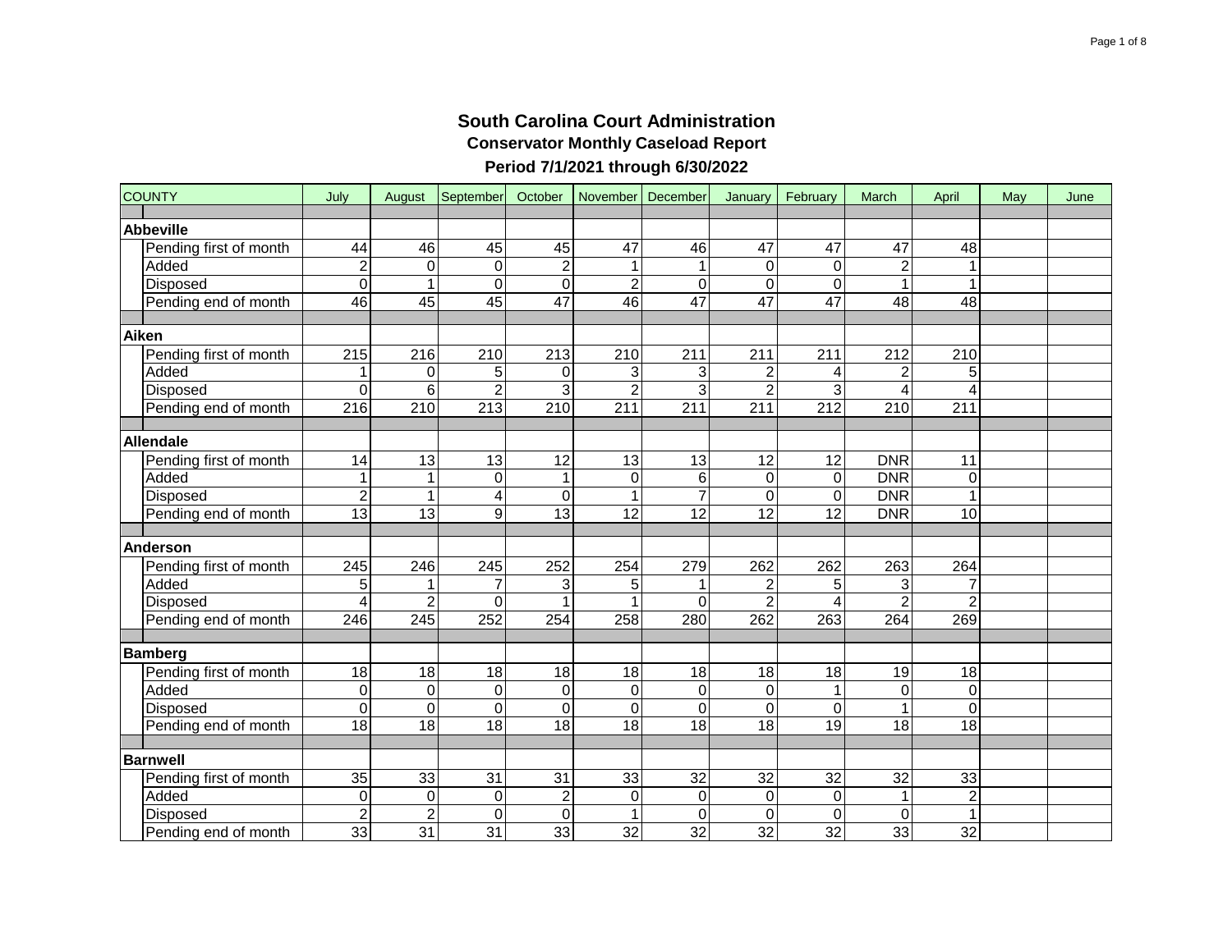# South Carolina Court Administration

## Conservator Monthly Caseload Report

### Period 7/1/2021 through 6/30/2022

| COUNTY | July | August | September | October | November | December | January | February | March | April | May | June |
|---|---|---|---|---|---|---|---|---|---|---|---|---|
| **Abbeville** | | | | | | | | | | | | |
| Pending first of month | 44 | 46 | 45 | 45 | 47 | 46 | 47 | 47 | 47 | 48 | | |
| Added | 2 | 0 | 0 | 2 | 1 | 1 | 0 | 0 | 2 | 1 | | |
| Disposed | 0 | 1 | 0 | 0 | 2 | 0 | 0 | 0 | 1 | 1 | | |
| Pending end of month | 46 | 45 | 45 | 47 | 46 | 47 | 47 | 47 | 48 | 48 | | |
| **Aiken** | | | | | | | | | | | | |
| Pending first of month | 215 | 216 | 210 | 213 | 210 | 211 | 211 | 211 | 212 | 210 | | |
| Added | 1 | 0 | 5 | 0 | 3 | 3 | 2 | 4 | 2 | 5 | | |
| Disposed | 0 | 6 | 2 | 3 | 2 | 3 | 2 | 3 | 4 | 4 | | |
| Pending end of month | 216 | 210 | 213 | 210 | 211 | 211 | 211 | 212 | 210 | 211 | | |
| **Allendale** | | | | | | | | | | | | |
| Pending first of month | 14 | 13 | 13 | 12 | 13 | 13 | 12 | 12 | DNR | 11 | | |
| Added | 1 | 1 | 0 | 1 | 0 | 6 | 0 | 0 | DNR | 0 | | |
| Disposed | 2 | 1 | 4 | 0 | 1 | 7 | 0 | 0 | DNR | 1 | | |
| Pending end of month | 13 | 13 | 9 | 13 | 12 | 12 | 12 | 12 | DNR | 10 | | |
| **Anderson** | | | | | | | | | | | | |
| Pending first of month | 245 | 246 | 245 | 252 | 254 | 279 | 262 | 262 | 263 | 264 | | |
| Added | 5 | 1 | 7 | 3 | 5 | 1 | 2 | 5 | 3 | 7 | | |
| Disposed | 4 | 2 | 0 | 1 | 1 | 0 | 2 | 4 | 2 | 2 | | |
| Pending end of month | 246 | 245 | 252 | 254 | 258 | 280 | 262 | 263 | 264 | 269 | | |
| **Bamberg** | | | | | | | | | | | | |
| Pending first of month | 18 | 18 | 18 | 18 | 18 | 18 | 18 | 18 | 19 | 18 | | |
| Added | 0 | 0 | 0 | 0 | 0 | 0 | 0 | 1 | 0 | 0 | | |
| Disposed | 0 | 0 | 0 | 0 | 0 | 0 | 0 | 0 | 1 | 0 | | |
| Pending end of month | 18 | 18 | 18 | 18 | 18 | 18 | 18 | 19 | 18 | 18 | | |
| **Barnwell** | | | | | | | | | | | | |
| Pending first of month | 35 | 33 | 31 | 31 | 33 | 32 | 32 | 32 | 32 | 33 | | |
| Added | 0 | 0 | 0 | 2 | 0 | 0 | 0 | 0 | 1 | 2 | | |
| Disposed | 2 | 2 | 0 | 0 | 1 | 0 | 0 | 0 | 0 | 1 | | |
| Pending end of month | 33 | 31 | 31 | 33 | 32 | 32 | 32 | 32 | 33 | 32 | | |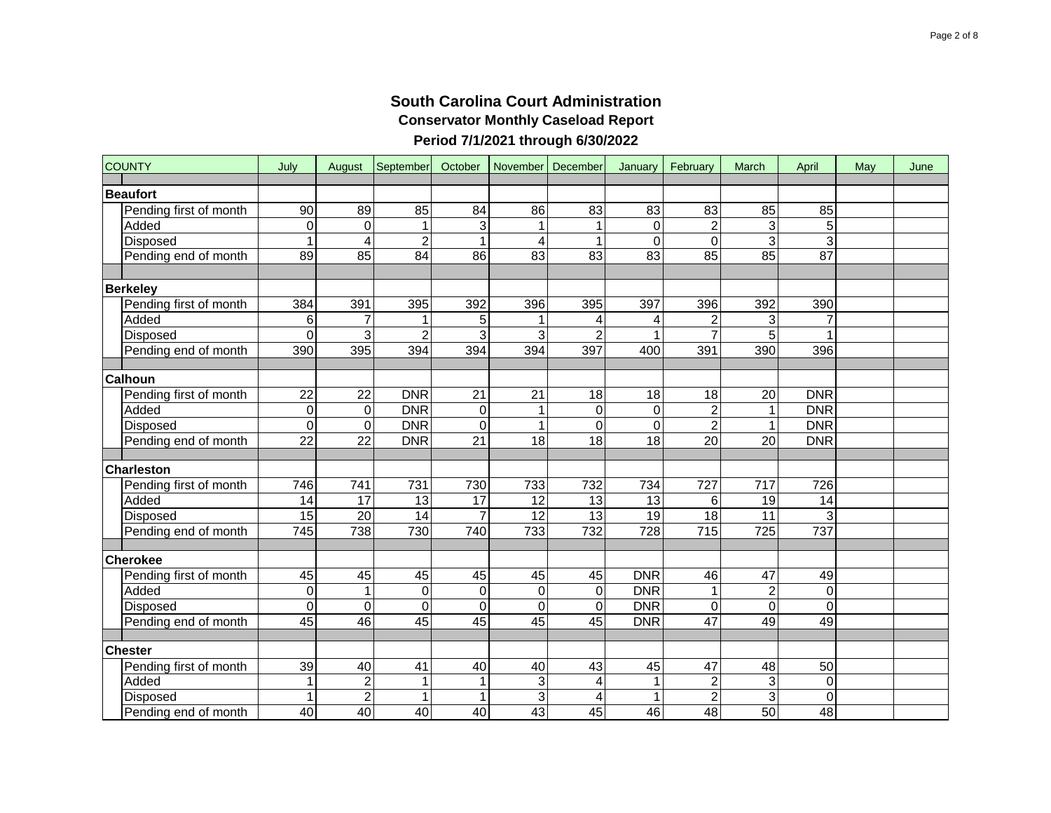# South Carolina Court Administration

## Conservator Monthly Caseload Report

### Period 7/1/2021 through 6/30/2022

| COUNTY | July | August | September | October | November | December | January | February | March | April | May | June |
|---|---|---|---|---|---|---|---|---|---|---|---|---|
| **Beaufort** | | | | | | | | | | | | |
| Pending first of month | 90 | 89 | 85 | 84 | 86 | 83 | 83 | 83 | 85 | 85 | | |
| Added | 0 | 0 | 1 | 3 | 1 | 1 | 0 | 2 | 3 | 5 | | |
| Disposed | 1 | 4 | 2 | 1 | 4 | 1 | 0 | 0 | 3 | 3 | | |
| Pending end of month | 89 | 85 | 84 | 86 | 83 | 83 | 83 | 85 | 85 | 87 | | |
| **Berkeley** | | | | | | | | | | | | |
| Pending first of month | 384 | 391 | 395 | 392 | 396 | 395 | 397 | 396 | 392 | 390 | | |
| Added | 6 | 7 | 1 | 5 | 1 | 4 | 4 | 2 | 3 | 7 | | |
| Disposed | 0 | 3 | 2 | 3 | 3 | 2 | 1 | 7 | 5 | 1 | | |
| Pending end of month | 390 | 395 | 394 | 394 | 394 | 397 | 400 | 391 | 390 | 396 | | |
| **Calhoun** | | | | | | | | | | | | |
| Pending first of month | 22 | 22 | DNR | 21 | 21 | 18 | 18 | 18 | 20 | DNR | | |
| Added | 0 | 0 | DNR | 0 | 1 | 0 | 0 | 2 | 1 | DNR | | |
| Disposed | 0 | 0 | DNR | 0 | 1 | 0 | 0 | 2 | 1 | DNR | | |
| Pending end of month | 22 | 22 | DNR | 21 | 18 | 18 | 18 | 20 | 20 | DNR | | |
| **Charleston** | | | | | | | | | | | | |
| Pending first of month | 746 | 741 | 731 | 730 | 733 | 732 | 734 | 727 | 717 | 726 | | |
| Added | 14 | 17 | 13 | 17 | 12 | 13 | 13 | 6 | 19 | 14 | | |
| Disposed | 15 | 20 | 14 | 7 | 12 | 13 | 19 | 18 | 11 | 3 | | |
| Pending end of month | 745 | 738 | 730 | 740 | 733 | 732 | 728 | 715 | 725 | 737 | | |
| **Cherokee** | | | | | | | | | | | | |
| Pending first of month | 45 | 45 | 45 | 45 | 45 | 45 | DNR | 46 | 47 | 49 | | |
| Added | 0 | 1 | 0 | 0 | 0 | 0 | DNR | 1 | 2 | 0 | | |
| Disposed | 0 | 0 | 0 | 0 | 0 | 0 | DNR | 0 | 0 | 0 | | |
| Pending end of month | 45 | 46 | 45 | 45 | 45 | 45 | DNR | 47 | 49 | 49 | | |
| **Chester** | | | | | | | | | | | | |
| Pending first of month | 39 | 40 | 41 | 40 | 40 | 43 | 45 | 47 | 48 | 50 | | |
| Added | 1 | 2 | 1 | 1 | 3 | 4 | 1 | 2 | 3 | 0 | | |
| Disposed | 1 | 2 | 1 | 1 | 3 | 4 | 1 | 2 | 3 | 0 | | |
| Pending end of month | 40 | 40 | 40 | 40 | 43 | 45 | 46 | 48 | 50 | 48 | | |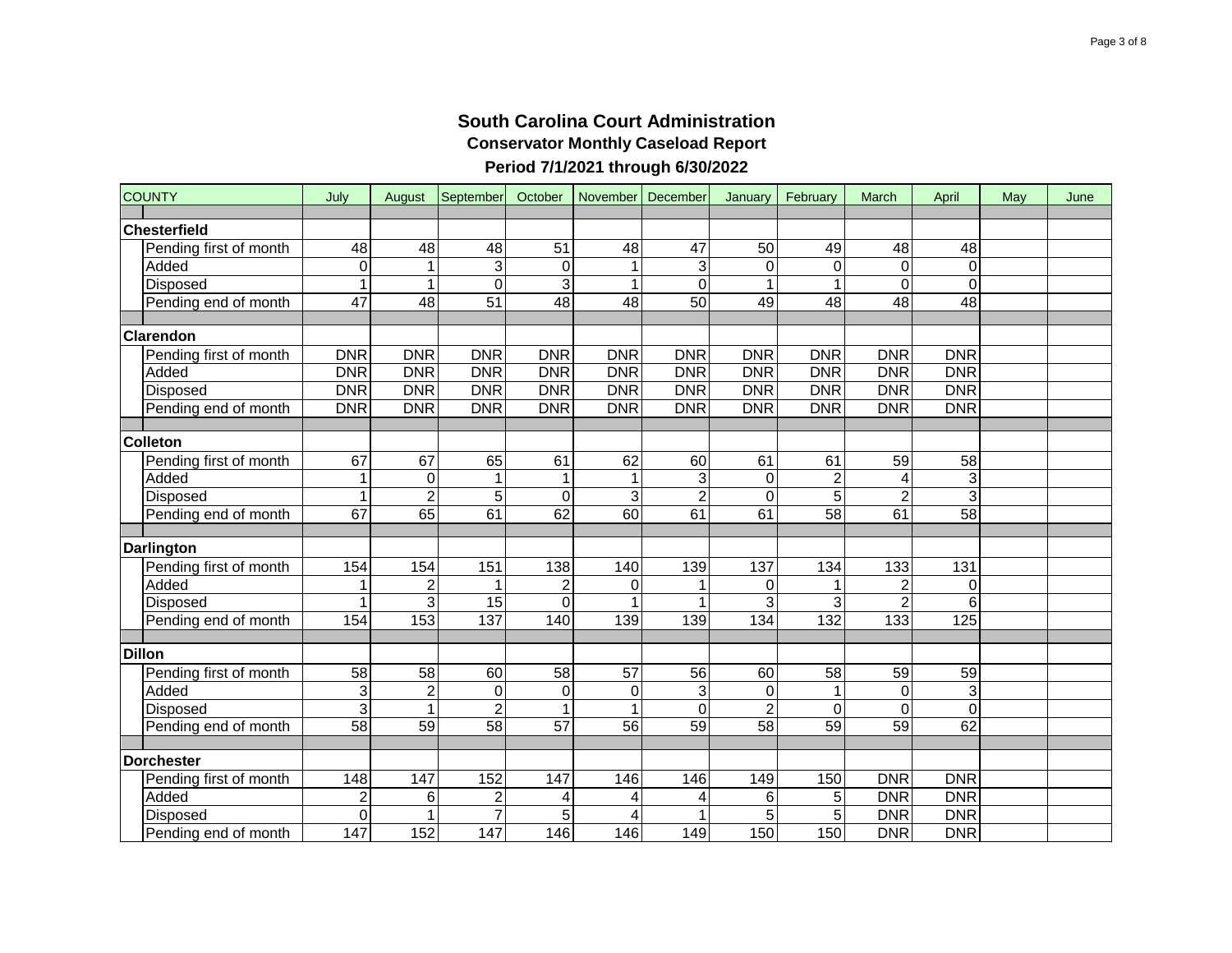# South Carolina Court Administration

## Conservator Monthly Caseload Report

### Period 7/1/2021 through 6/30/2022

| COUNTY | July | August | September | October | November | December | January | February | March | April | May | June |
|---|---|---|---|---|---|---|---|---|---|---|---|---|
| **Chesterfield** | | | | | | | | | | | | |
| Pending first of month | 48 | 48 | 48 | 51 | 48 | 47 | 50 | 49 | 48 | 48 | | |
| Added | 0 | 1 | 3 | 0 | 1 | 3 | 0 | 0 | 0 | 0 | | |
| Disposed | 1 | 1 | 0 | 3 | 1 | 0 | 1 | 1 | 0 | 0 | | |
| Pending end of month | 47 | 48 | 51 | 48 | 48 | 50 | 49 | 48 | 48 | 48 | | |
| **Clarendon** | | | | | | | | | | | | |
| Pending first of month | DNR | DNR | DNR | DNR | DNR | DNR | DNR | DNR | DNR | DNR | | |
| Added | DNR | DNR | DNR | DNR | DNR | DNR | DNR | DNR | DNR | DNR | | |
| Disposed | DNR | DNR | DNR | DNR | DNR | DNR | DNR | DNR | DNR | DNR | | |
| Pending end of month | DNR | DNR | DNR | DNR | DNR | DNR | DNR | DNR | DNR | DNR | | |
| **Colleton** | | | | | | | | | | | | |
| Pending first of month | 67 | 67 | 65 | 61 | 62 | 60 | 61 | 61 | 59 | 58 | | |
| Added | 1 | 0 | 1 | 1 | 1 | 3 | 0 | 2 | 4 | 3 | | |
| Disposed | 1 | 2 | 5 | 0 | 3 | 2 | 0 | 5 | 2 | 3 | | |
| Pending end of month | 67 | 65 | 61 | 62 | 60 | 61 | 61 | 58 | 61 | 58 | | |
| **Darlington** | | | | | | | | | | | | |
| Pending first of month | 154 | 154 | 151 | 138 | 140 | 139 | 137 | 134 | 133 | 131 | | |
| Added | 1 | 2 | 1 | 2 | 0 | 1 | 0 | 1 | 2 | 0 | | |
| Disposed | 1 | 3 | 15 | 0 | 1 | 1 | 3 | 3 | 2 | 6 | | |
| Pending end of month | 154 | 153 | 137 | 140 | 139 | 139 | 134 | 132 | 133 | 125 | | |
| **Dillon** | | | | | | | | | | | | |
| Pending first of month | 58 | 58 | 60 | 58 | 57 | 56 | 60 | 58 | 59 | 59 | | |
| Added | 3 | 2 | 0 | 0 | 0 | 3 | 0 | 1 | 0 | 3 | | |
| Disposed | 3 | 1 | 2 | 1 | 1 | 0 | 2 | 0 | 0 | 0 | | |
| Pending end of month | 58 | 59 | 58 | 57 | 56 | 59 | 58 | 59 | 59 | 62 | | |
| **Dorchester** | | | | | | | | | | | | |
| Pending first of month | 148 | 147 | 152 | 147 | 146 | 146 | 149 | 150 | DNR | DNR | | |
| Added | 2 | 6 | 2 | 4 | 4 | 4 | 6 | 5 | DNR | DNR | | |
| Disposed | 0 | 1 | 7 | 5 | 4 | 1 | 5 | 5 | DNR | DNR | | |
| Pending end of month | 147 | 152 | 147 | 146 | 146 | 149 | 150 | 150 | DNR | DNR | | |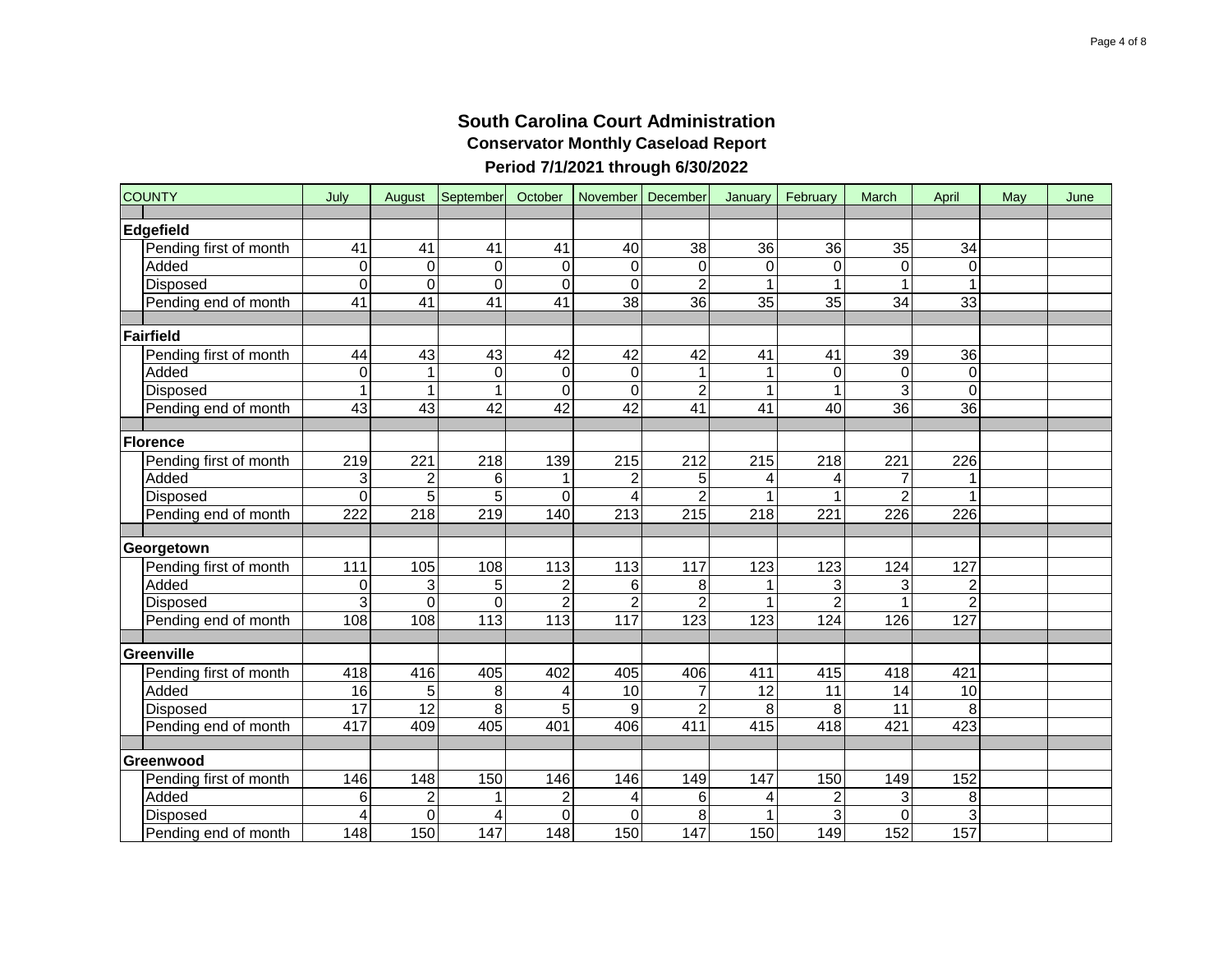# South Carolina Court Administration

## Conservator Monthly Caseload Report

### Period 7/1/2021 through 6/30/2022

| COUNTY | July | August | September | October | November | December | January | February | March | April | May | June |
|---|---|---|---|---|---|---|---|---|---|---|---|---|
| **Edgefield** | | | | | | | | | | | | |
| Pending first of month | 41 | 41 | 41 | 41 | 40 | 38 | 36 | 36 | 35 | 34 | | |
| Added | 0 | 0 | 0 | 0 | 0 | 0 | 0 | 0 | 0 | 0 | | |
| Disposed | 0 | 0 | 0 | 0 | 0 | 2 | 1 | 1 | 1 | 1 | | |
| Pending end of month | 41 | 41 | 41 | 41 | 38 | 36 | 35 | 35 | 34 | 33 | | |
| **Fairfield** | | | | | | | | | | | | |
| Pending first of month | 44 | 43 | 43 | 42 | 42 | 42 | 41 | 41 | 39 | 36 | | |
| Added | 0 | 1 | 0 | 0 | 0 | 1 | 1 | 0 | 0 | 0 | | |
| Disposed | 1 | 1 | 1 | 0 | 0 | 2 | 1 | 1 | 3 | 0 | | |
| Pending end of month | 43 | 43 | 42 | 42 | 42 | 41 | 41 | 40 | 36 | 36 | | |
| **Florence** | | | | | | | | | | | | |
| Pending first of month | 219 | 221 | 218 | 139 | 215 | 212 | 215 | 218 | 221 | 226 | | |
| Added | 3 | 2 | 6 | 1 | 2 | 5 | 4 | 4 | 7 | 1 | | |
| Disposed | 0 | 5 | 5 | 0 | 4 | 2 | 1 | 1 | 2 | 1 | | |
| Pending end of month | 222 | 218 | 219 | 140 | 213 | 215 | 218 | 221 | 226 | 226 | | |
| **Georgetown** | | | | | | | | | | | | |
| Pending first of month | 111 | 105 | 108 | 113 | 113 | 117 | 123 | 123 | 124 | 127 | | |
| Added | 0 | 3 | 5 | 2 | 6 | 8 | 1 | 3 | 3 | 2 | | |
| Disposed | 3 | 0 | 0 | 2 | 2 | 2 | 1 | 2 | 1 | 2 | | |
| Pending end of month | 108 | 108 | 113 | 113 | 117 | 123 | 123 | 124 | 126 | 127 | | |
| **Greenville** | | | | | | | | | | | | |
| Pending first of month | 418 | 416 | 405 | 402 | 405 | 406 | 411 | 415 | 418 | 421 | | |
| Added | 16 | 5 | 8 | 4 | 10 | 7 | 12 | 11 | 14 | 10 | | |
| Disposed | 17 | 12 | 8 | 5 | 9 | 2 | 8 | 8 | 11 | 8 | | |
| Pending end of month | 417 | 409 | 405 | 401 | 406 | 411 | 415 | 418 | 421 | 423 | | |
| **Greenwood** | | | | | | | | | | | | |
| Pending first of month | 146 | 148 | 150 | 146 | 146 | 149 | 147 | 150 | 149 | 152 | | |
| Added | 6 | 2 | 1 | 2 | 4 | 6 | 4 | 2 | 3 | 8 | | |
| Disposed | 4 | 0 | 4 | 0 | 0 | 8 | 1 | 3 | 0 | 3 | | |
| Pending end of month | 148 | 150 | 147 | 148 | 150 | 147 | 150 | 149 | 152 | 157 | | |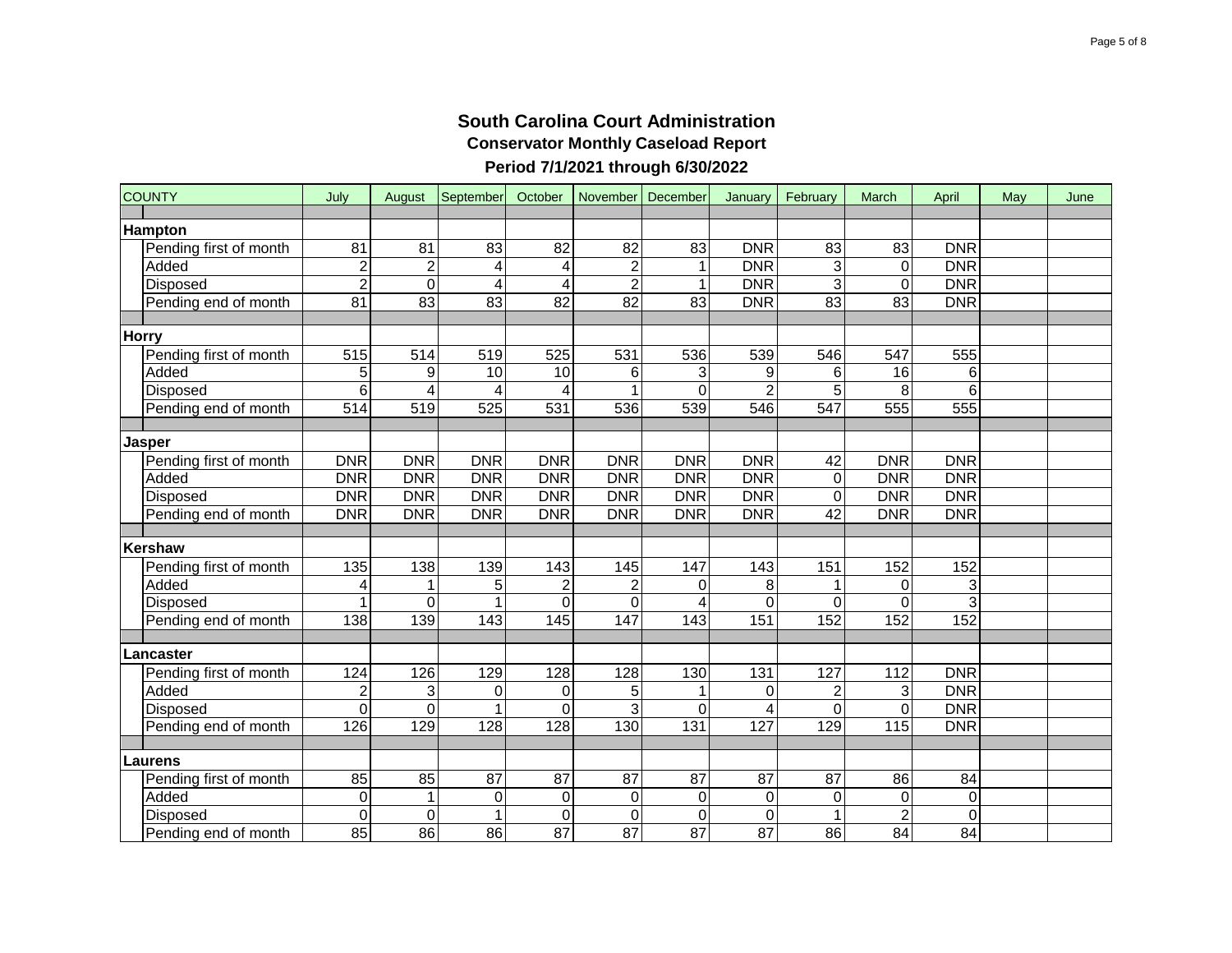# South Carolina Court Administration

## Conservator Monthly Caseload Report

### Period 7/1/2021 through 6/30/2022

| COUNTY | July | August | September | October | November | December | January | February | March | April | May | June |
|---|---|---|---|---|---|---|---|---|---|---|---|---|
| **Hampton** | | | | | | | | | | | | |
| Pending first of month | 81 | 81 | 83 | 82 | 82 | 83 | DNR | 83 | 83 | DNR | | |
| Added | 2 | 2 | 4 | 4 | 2 | 1 | DNR | 3 | 0 | DNR | | |
| Disposed | 2 | 0 | 4 | 4 | 2 | 1 | DNR | 3 | 0 | DNR | | |
| Pending end of month | 81 | 83 | 83 | 82 | 82 | 83 | DNR | 83 | 83 | DNR | | |
| **Horry** | | | | | | | | | | | | |
| Pending first of month | 515 | 514 | 519 | 525 | 531 | 536 | 539 | 546 | 547 | 555 | | |
| Added | 5 | 9 | 10 | 10 | 6 | 3 | 9 | 6 | 16 | 6 | | |
| Disposed | 6 | 4 | 4 | 4 | 1 | 0 | 2 | 5 | 8 | 6 | | |
| Pending end of month | 514 | 519 | 525 | 531 | 536 | 539 | 546 | 547 | 555 | 555 | | |
| **Jasper** | | | | | | | | | | | | |
| Pending first of month | DNR | DNR | DNR | DNR | DNR | DNR | DNR | 42 | DNR | DNR | | |
| Added | DNR | DNR | DNR | DNR | DNR | DNR | DNR | 0 | DNR | DNR | | |
| Disposed | DNR | DNR | DNR | DNR | DNR | DNR | DNR | 0 | DNR | DNR | | |
| Pending end of month | DNR | DNR | DNR | DNR | DNR | DNR | DNR | 42 | DNR | DNR | | |
| **Kershaw** | | | | | | | | | | | | |
| Pending first of month | 135 | 138 | 139 | 143 | 145 | 147 | 143 | 151 | 152 | 152 | | |
| Added | 4 | 1 | 5 | 2 | 2 | 0 | 8 | 1 | 0 | 3 | | |
| Disposed | 1 | 0 | 1 | 0 | 0 | 4 | 0 | 0 | 0 | 3 | | |
| Pending end of month | 138 | 139 | 143 | 145 | 147 | 143 | 151 | 152 | 152 | 152 | | |
| **Lancaster** | | | | | | | | | | | | |
| Pending first of month | 124 | 126 | 129 | 128 | 128 | 130 | 131 | 127 | 112 | DNR | | |
| Added | 2 | 3 | 0 | 0 | 5 | 1 | 0 | 2 | 3 | DNR | | |
| Disposed | 0 | 0 | 1 | 0 | 3 | 0 | 4 | 0 | 0 | DNR | | |
| Pending end of month | 126 | 129 | 128 | 128 | 130 | 131 | 127 | 129 | 115 | DNR | | |
| **Laurens** | | | | | | | | | | | | |
| Pending first of month | 85 | 85 | 87 | 87 | 87 | 87 | 87 | 87 | 86 | 84 | | |
| Added | 0 | 1 | 0 | 0 | 0 | 0 | 0 | 0 | 0 | 0 | | |
| Disposed | 0 | 0 | 1 | 0 | 0 | 0 | 0 | 1 | 2 | 0 | | |
| Pending end of month | 85 | 86 | 86 | 87 | 87 | 87 | 87 | 86 | 84 | 84 | | |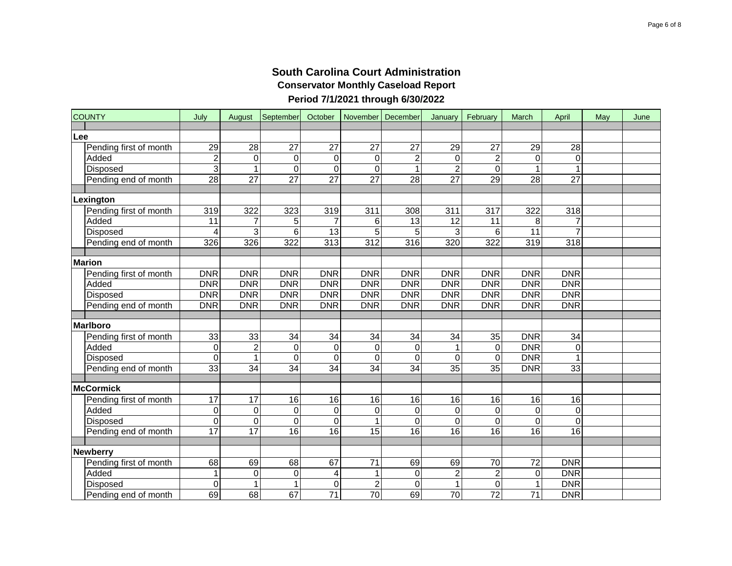# South Carolina Court Administration

## Conservator Monthly Caseload Report

### Period 7/1/2021 through 6/30/2022

| COUNTY | July | August | September | October | November | December | January | February | March | April | May | June |
|---|---|---|---|---|---|---|---|---|---|---|---|---|
| **Lee** | | | | | | | | | | | | |
| Pending first of month | 29 | 28 | 27 | 27 | 27 | 27 | 29 | 27 | 29 | 28 | | |
| Added | 2 | 0 | 0 | 0 | 0 | 2 | 0 | 2 | 0 | 0 | | |
| Disposed | 3 | 1 | 0 | 0 | 0 | 1 | 2 | 0 | 1 | 1 | | |
| Pending end of month | 28 | 27 | 27 | 27 | 27 | 28 | 27 | 29 | 28 | 27 | | |
| **Lexington** | | | | | | | | | | | | |
| Pending first of month | 319 | 322 | 323 | 319 | 311 | 308 | 311 | 317 | 322 | 318 | | |
| Added | 11 | 7 | 5 | 7 | 6 | 13 | 12 | 11 | 8 | 7 | | |
| Disposed | 4 | 3 | 6 | 13 | 5 | 5 | 3 | 6 | 11 | 7 | | |
| Pending end of month | 326 | 326 | 322 | 313 | 312 | 316 | 320 | 322 | 319 | 318 | | |
| **Marion** | | | | | | | | | | | | |
| Pending first of month | DNR | DNR | DNR | DNR | DNR | DNR | DNR | DNR | DNR | DNR | | |
| Added | DNR | DNR | DNR | DNR | DNR | DNR | DNR | DNR | DNR | DNR | | |
| Disposed | DNR | DNR | DNR | DNR | DNR | DNR | DNR | DNR | DNR | DNR | | |
| Pending end of month | DNR | DNR | DNR | DNR | DNR | DNR | DNR | DNR | DNR | DNR | | |
| **Marlboro** | | | | | | | | | | | | |
| Pending first of month | 33 | 33 | 34 | 34 | 34 | 34 | 34 | 35 | DNR | 34 | | |
| Added | 0 | 2 | 0 | 0 | 0 | 0 | 1 | 0 | DNR | 0 | | |
| Disposed | 0 | 1 | 0 | 0 | 0 | 0 | 0 | 0 | DNR | 1 | | |
| Pending end of month | 33 | 34 | 34 | 34 | 34 | 34 | 35 | 35 | DNR | 33 | | |
| **McCormick** | | | | | | | | | | | | |
| Pending first of month | 17 | 17 | 16 | 16 | 16 | 16 | 16 | 16 | 16 | 16 | | |
| Added | 0 | 0 | 0 | 0 | 0 | 0 | 0 | 0 | 0 | 0 | | |
| Disposed | 0 | 0 | 0 | 0 | 1 | 0 | 0 | 0 | 0 | 0 | | |
| Pending end of month | 17 | 17 | 16 | 16 | 15 | 16 | 16 | 16 | 16 | 16 | | |
| **Newberry** | | | | | | | | | | | | |
| Pending first of month | 68 | 69 | 68 | 67 | 71 | 69 | 69 | 70 | 72 | DNR | | |
| Added | 1 | 0 | 0 | 4 | 1 | 0 | 2 | 2 | 0 | DNR | | |
| Disposed | 0 | 1 | 1 | 0 | 2 | 0 | 1 | 0 | 1 | DNR | | |
| Pending end of month | 69 | 68 | 67 | 71 | 70 | 69 | 70 | 72 | 71 | DNR | | |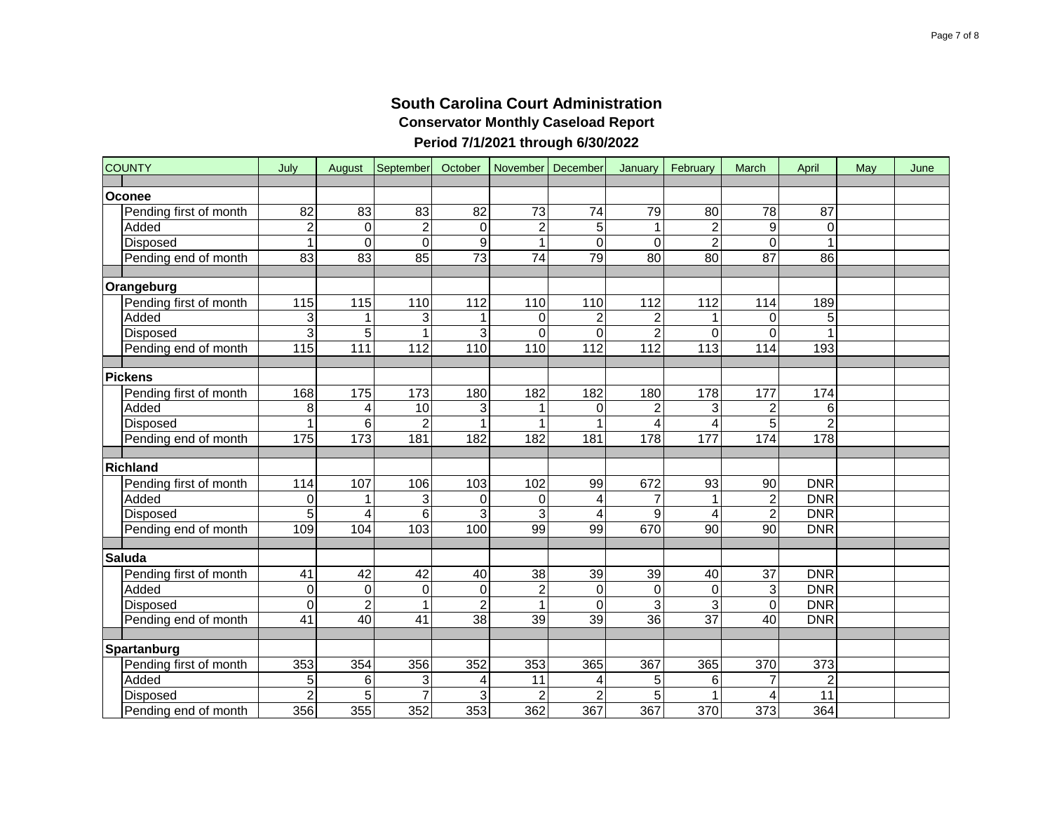# South Carolina Court Administration

## Conservator Monthly Caseload Report

### Period 7/1/2021 through 6/30/2022

| COUNTY | July | August | September | October | November | December | January | February | March | April | May | June |
|---|---|---|---|---|---|---|---|---|---|---|---|---|
| **Oconee** | | | | | | | | | | | | |
| Pending first of month | 82 | 83 | 83 | 82 | 73 | 74 | 79 | 80 | 78 | 87 | | |
| Added | 2 | 0 | 2 | 0 | 2 | 5 | 1 | 2 | 9 | 0 | | |
| Disposed | 1 | 0 | 0 | 9 | 1 | 0 | 0 | 2 | 0 | 1 | | |
| Pending end of month | 83 | 83 | 85 | 73 | 74 | 79 | 80 | 80 | 87 | 86 | | |
| **Orangeburg** | | | | | | | | | | | | |
| Pending first of month | 115 | 115 | 110 | 112 | 110 | 110 | 112 | 112 | 114 | 189 | | |
| Added | 3 | 1 | 3 | 1 | 0 | 2 | 2 | 1 | 0 | 5 | | |
| Disposed | 3 | 5 | 1 | 3 | 0 | 0 | 2 | 0 | 0 | 1 | | |
| Pending end of month | 115 | 111 | 112 | 110 | 110 | 112 | 112 | 113 | 114 | 193 | | |
| **Pickens** | | | | | | | | | | | | |
| Pending first of month | 168 | 175 | 173 | 180 | 182 | 182 | 180 | 178 | 177 | 174 | | |
| Added | 8 | 4 | 10 | 3 | 1 | 0 | 2 | 3 | 2 | 6 | | |
| Disposed | 1 | 6 | 2 | 1 | 1 | 1 | 4 | 4 | 5 | 2 | | |
| Pending end of month | 175 | 173 | 181 | 182 | 182 | 181 | 178 | 177 | 174 | 178 | | |
| **Richland** | | | | | | | | | | | | |
| Pending first of month | 114 | 107 | 106 | 103 | 102 | 99 | 672 | 93 | 90 | DNR | | |
| Added | 0 | 1 | 3 | 0 | 0 | 4 | 7 | 1 | 2 | DNR | | |
| Disposed | 5 | 4 | 6 | 3 | 3 | 4 | 9 | 4 | 2 | DNR | | |
| Pending end of month | 109 | 104 | 103 | 100 | 99 | 99 | 670 | 90 | 90 | DNR | | |
| **Saluda** | | | | | | | | | | | | |
| Pending first of month | 41 | 42 | 42 | 40 | 38 | 39 | 39 | 40 | 37 | DNR | | |
| Added | 0 | 0 | 0 | 0 | 2 | 0 | 0 | 0 | 3 | DNR | | |
| Disposed | 0 | 2 | 1 | 2 | 1 | 0 | 3 | 3 | 0 | DNR | | |
| Pending end of month | 41 | 40 | 41 | 38 | 39 | 39 | 36 | 37 | 40 | DNR | | |
| **Spartanburg** | | | | | | | | | | | | |
| Pending first of month | 353 | 354 | 356 | 352 | 353 | 365 | 367 | 365 | 370 | 373 | | |
| Added | 5 | 6 | 3 | 4 | 11 | 4 | 5 | 6 | 7 | 2 | | |
| Disposed | 2 | 5 | 7 | 3 | 2 | 2 | 5 | 1 | 4 | 11 | | |
| Pending end of month | 356 | 355 | 352 | 353 | 362 | 367 | 367 | 370 | 373 | 364 | | |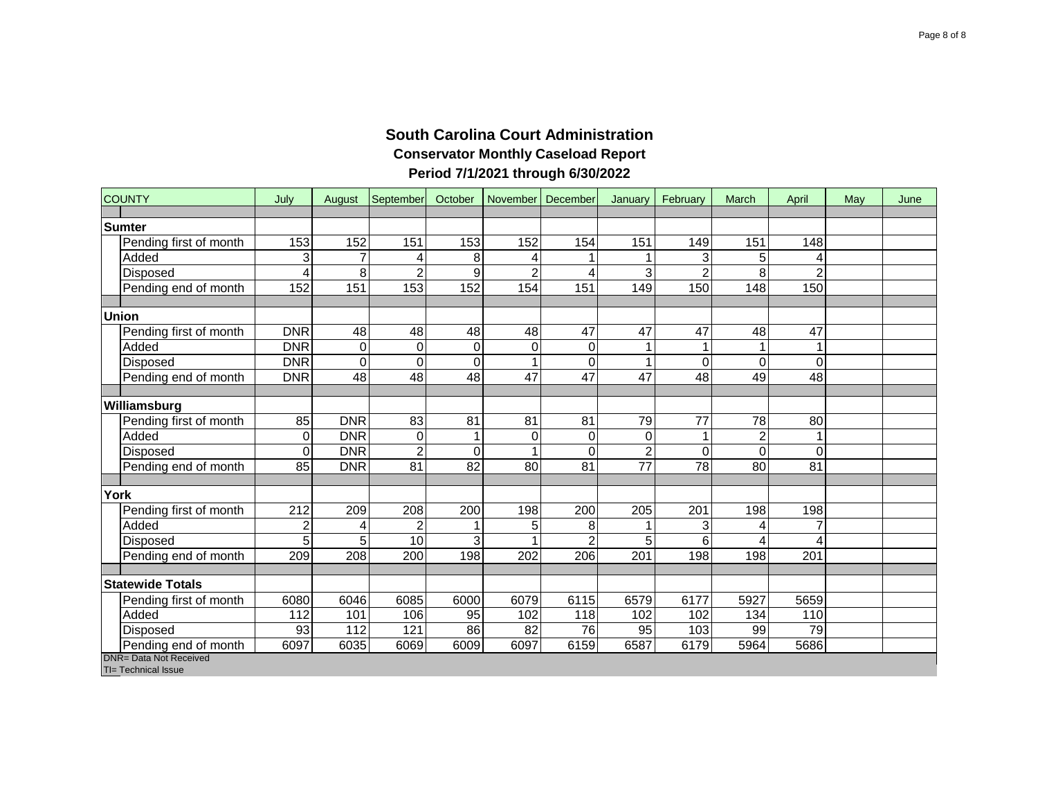# South Carolina Court Administration

## Conservator Monthly Caseload Report

### Period 7/1/2021 through 6/30/2022

| COUNTY | July | August | September | October | November | December | January | February | March | April | May | June |
|---|---|---|---|---|---|---|---|---|---|---|---|---|
| **Sumter** | | | | | | | | | | | | |
| Pending first of month | 153 | 152 | 151 | 153 | 152 | 154 | 151 | 149 | 151 | 148 | | |
| Added | 3 | 7 | 4 | 8 | 4 | 1 | 1 | 3 | 5 | 4 | | |
| Disposed | 4 | 8 | 2 | 9 | 2 | 4 | 3 | 2 | 8 | 2 | | |
| Pending end of month | 152 | 151 | 153 | 152 | 154 | 151 | 149 | 150 | 148 | 150 | | |
| **Union** | | | | | | | | | | | | |
| Pending first of month | DNR | 48 | 48 | 48 | 48 | 47 | 47 | 47 | 48 | 47 | | |
| Added | DNR | 0 | 0 | 0 | 0 | 0 | 1 | 1 | 1 | 1 | | |
| Disposed | DNR | 0 | 0 | 0 | 1 | 0 | 1 | 0 | 0 | 0 | | |
| Pending end of month | DNR | 48 | 48 | 48 | 47 | 47 | 47 | 48 | 49 | 48 | | |
| **Williamsburg** | | | | | | | | | | | | |
| Pending first of month | 85 | DNR | 83 | 81 | 81 | 81 | 79 | 77 | 78 | 80 | | |
| Added | 0 | DNR | 0 | 1 | 0 | 0 | 0 | 1 | 2 | 1 | | |
| Disposed | 0 | DNR | 2 | 0 | 1 | 0 | 2 | 0 | 0 | 0 | | |
| Pending end of month | 85 | DNR | 81 | 82 | 80 | 81 | 77 | 78 | 80 | 81 | | |
| **York** | | | | | | | | | | | | |
| Pending first of month | 212 | 209 | 208 | 200 | 198 | 200 | 205 | 201 | 198 | 198 | | |
| Added | 2 | 4 | 2 | 1 | 5 | 8 | 1 | 3 | 4 | 7 | | |
| Disposed | 5 | 5 | 10 | 3 | 1 | 2 | 5 | 6 | 4 | 4 | | |
| Pending end of month | 209 | 208 | 200 | 198 | 202 | 206 | 201 | 198 | 198 | 201 | | |
| **Statewide Totals** | | | | | | | | | | | | |
| Pending first of month | 6080 | 6046 | 6085 | 6000 | 6079 | 6115 | 6579 | 6177 | 5927 | 5659 | | |
| Added | 112 | 101 | 106 | 95 | 102 | 118 | 102 | 102 | 134 | 110 | | |
| Disposed | 93 | 112 | 121 | 86 | 82 | 76 | 95 | 103 | 99 | 79 | | |
| Pending end of month | 6097 | 6035 | 6069 | 6009 | 6097 | 6159 | 6587 | 6179 | 5964 | 5686 | | |

DNR= Data Not Received

TI= Technical Issue